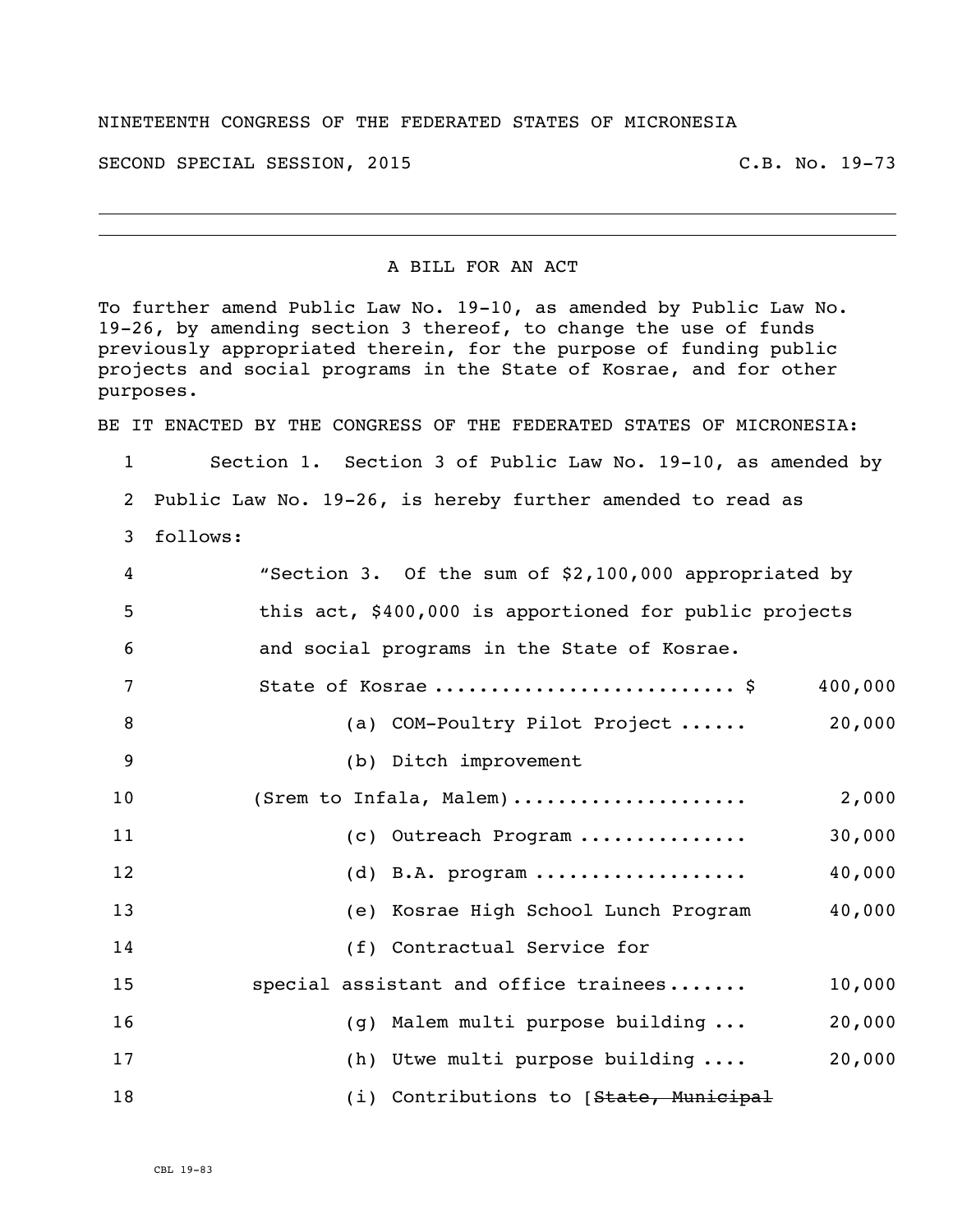NINETEENTH CONGRESS OF THE FEDERATED STATES OF MICRONESIA

SECOND SPECIAL SESSION, 2015 C.B. No. 19-73

A BILL FOR AN ACT

To further amend Public Law No. 19-10, as amended by Public Law No. 19-26, by amending section 3 thereof, to change the use of funds previously appropriated therein, for the purpose of funding public projects and social programs in the State of Kosrae, and for other purposes.

BE IT ENACTED BY THE CONGRESS OF THE FEDERATED STATES OF MICRONESIA:

1 Section 1. Section 3 of Public Law No. 19-10, as amended by
2 Public Law No. 19-26, is hereby further amended to read as
3 follows:

4 "Section 3. Of the sum of $2,100,000 appropriated by
5 this act, $400,000 is apportioned for public projects
6 and social programs in the State of Kosrae.

| Line | Item | Amount |
|---|---|---|
| 7 | State of Kosrae .......................... $ | 400,000 |
| 8 | (a) COM-Poultry Pilot Project ...... | 20,000 |
| 9 | (b) Ditch improvement | |
| 10 | (Srem to Infala, Malem).................... | 2,000 |
| 11 | (c) Outreach Program ............... | 30,000 |
| 12 | (d) B.A. program ................... | 40,000 |
| 13 | (e) Kosrae High School Lunch Program | 40,000 |
| 14 | (f) Contractual Service for | |
| 15 | special assistant and office trainees....... | 10,000 |
| 16 | (g) Malem multi purpose building ... | 20,000 |
| 17 | (h) Utwe multi purpose building .... | 20,000 |
| 18 | (i) Contributions to [~~State, Municipal~~ | |

CBL 19-83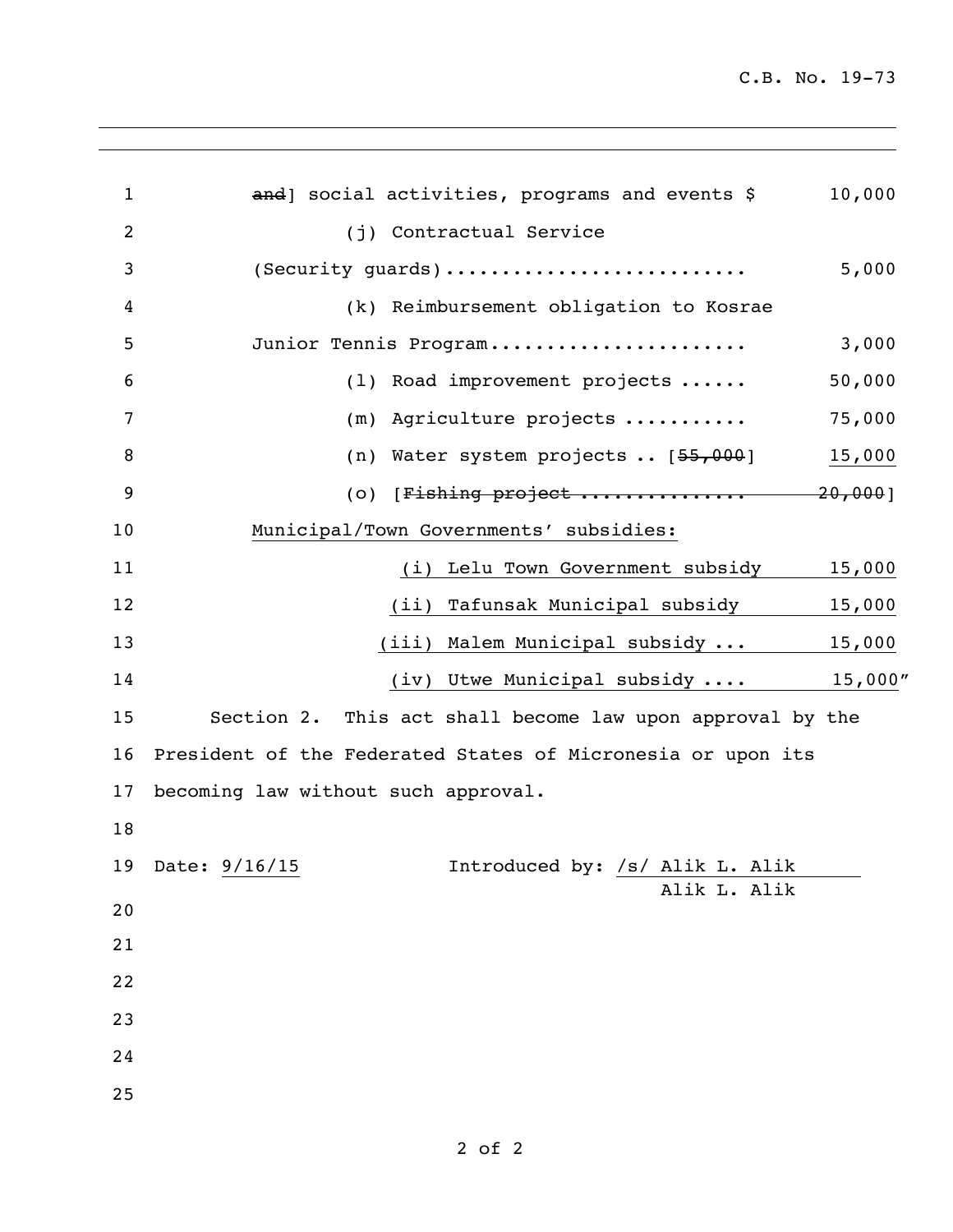~~and~~] social activities, programs and events $ 10,000

(j) Contractual Service (Security guards).......................... 5,000

(k) Reimbursement obligation to Kosrae Junior Tennis Program...................... 3,000

(l) Road improvement projects ...... 50,000

(m) Agriculture projects ........... 75,000

(n) Water system projects .. [~~55,000~~] <u>15,000</u>

(o) [~~Fishing project .............. 20,000~~]

<u>Municipal/Town Governments' subsidies:</u>

<u>(i) Lelu Town Government subsidy 15,000</u>

<u>(ii) Tafunsak Municipal subsidy 15,000</u>

<u>(iii) Malem Municipal subsidy ... 15,000</u>

<u>(iv) Utwe Municipal subsidy .... 15,000</u>"

Section 2. This act shall become law upon approval by the President of the Federated States of Micronesia or upon its becoming law without such approval.

Date: <u>9/16/15</u>

Introduced by: <u>/s/ Alik L. Alik</u>
Alik L. Alik